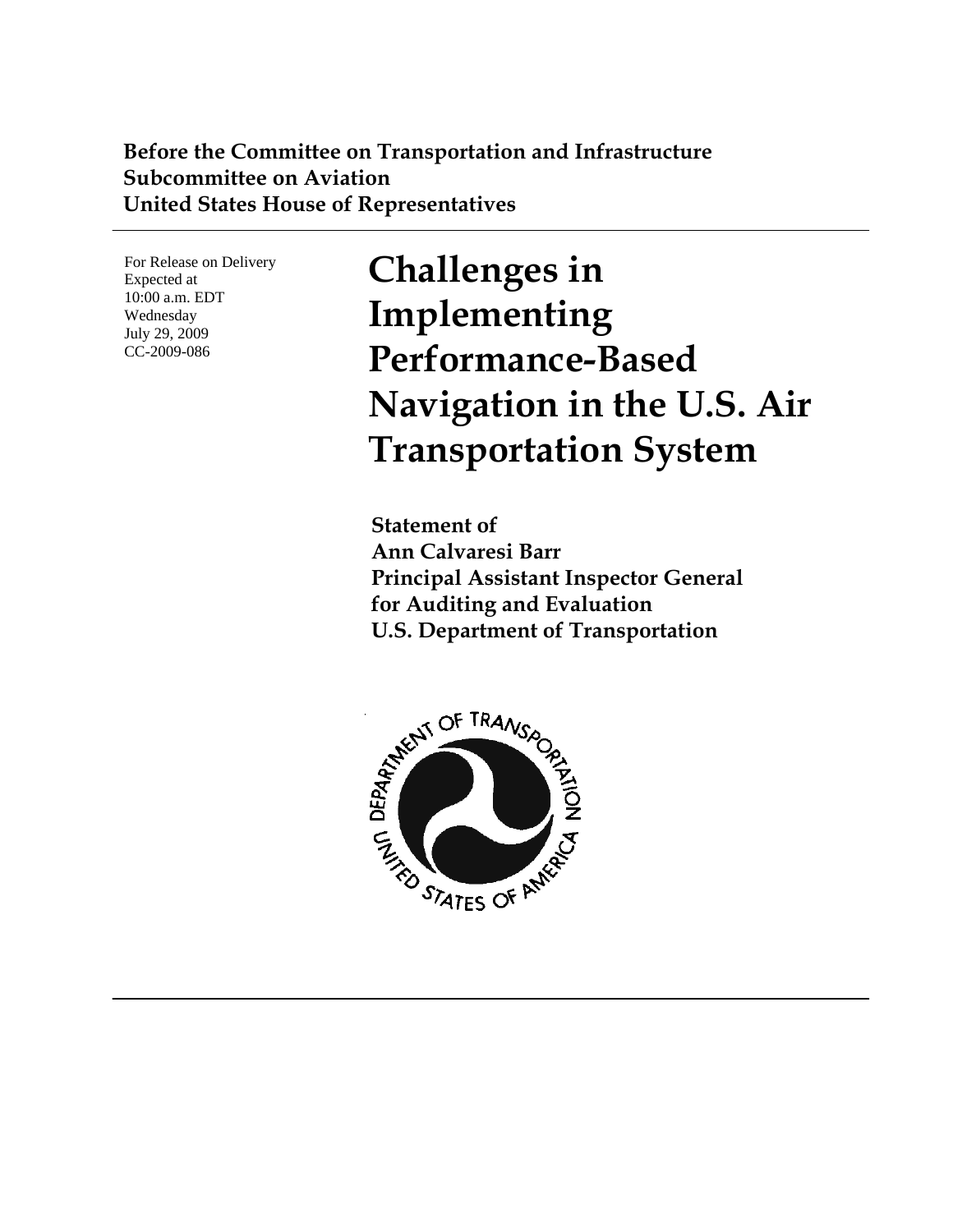**Before the Committee on Transportation and Infrastructure**
**Subcommittee on Aviation**
**United States House of Representatives**

For Release on Delivery
Expected at
10:00 a.m. EDT
Wednesday
July 29, 2009
CC-2009-086

# Challenges in Implementing Performance-Based Navigation in the U.S. Air Transportation System

**Statement of**
**Ann Calvaresi Barr**
**Principal Assistant Inspector General**
**for Auditing and Evaluation**
**U.S. Department of Transportation**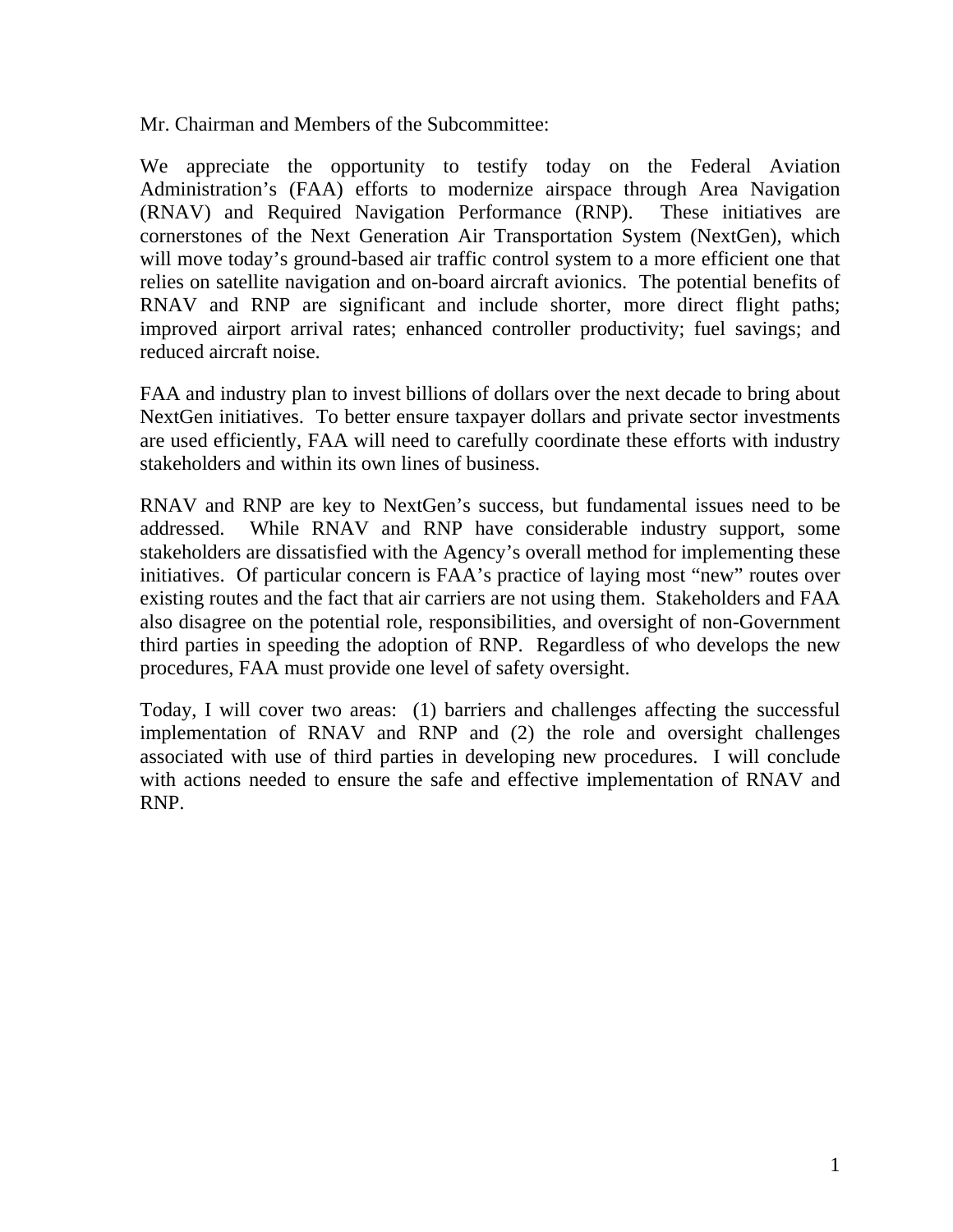Mr. Chairman and Members of the Subcommittee:

We appreciate the opportunity to testify today on the Federal Aviation Administration's (FAA) efforts to modernize airspace through Area Navigation (RNAV) and Required Navigation Performance (RNP). These initiatives are cornerstones of the Next Generation Air Transportation System (NextGen), which will move today's ground-based air traffic control system to a more efficient one that relies on satellite navigation and on-board aircraft avionics. The potential benefits of RNAV and RNP are significant and include shorter, more direct flight paths; improved airport arrival rates; enhanced controller productivity; fuel savings; and reduced aircraft noise.

FAA and industry plan to invest billions of dollars over the next decade to bring about NextGen initiatives. To better ensure taxpayer dollars and private sector investments are used efficiently, FAA will need to carefully coordinate these efforts with industry stakeholders and within its own lines of business.

RNAV and RNP are key to NextGen's success, but fundamental issues need to be addressed. While RNAV and RNP have considerable industry support, some stakeholders are dissatisfied with the Agency's overall method for implementing these initiatives. Of particular concern is FAA's practice of laying most "new" routes over existing routes and the fact that air carriers are not using them. Stakeholders and FAA also disagree on the potential role, responsibilities, and oversight of non-Government third parties in speeding the adoption of RNP. Regardless of who develops the new procedures, FAA must provide one level of safety oversight.

Today, I will cover two areas: (1) barriers and challenges affecting the successful implementation of RNAV and RNP and (2) the role and oversight challenges associated with use of third parties in developing new procedures. I will conclude with actions needed to ensure the safe and effective implementation of RNAV and RNP.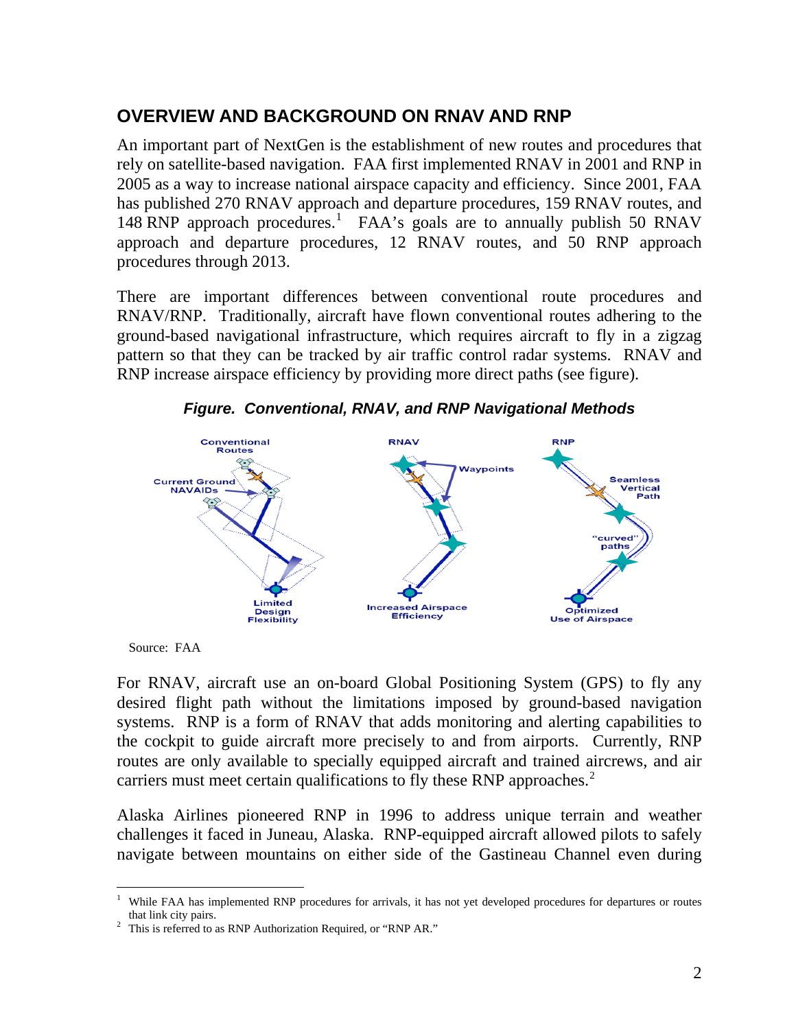## OVERVIEW AND BACKGROUND ON RNAV AND RNP

An important part of NextGen is the establishment of new routes and procedures that rely on satellite-based navigation. FAA first implemented RNAV in 2001 and RNP in 2005 as a way to increase national airspace capacity and efficiency. Since 2001, FAA has published 270 RNAV approach and departure procedures, 159 RNAV routes, and 148 RNP approach procedures.[1] FAA's goals are to annually publish 50 RNAV approach and departure procedures, 12 RNAV routes, and 50 RNP approach procedures through 2013.

There are important differences between conventional route procedures and RNAV/RNP. Traditionally, aircraft have flown conventional routes adhering to the ground-based navigational infrastructure, which requires aircraft to fly in a zigzag pattern so that they can be tracked by air traffic control radar systems. RNAV and RNP increase airspace efficiency by providing more direct paths (see figure).

***Figure. Conventional, RNAV, and RNP Navigational Methods***

Source: FAA

For RNAV, aircraft use an on-board Global Positioning System (GPS) to fly any desired flight path without the limitations imposed by ground-based navigation systems. RNP is a form of RNAV that adds monitoring and alerting capabilities to the cockpit to guide aircraft more precisely to and from airports. Currently, RNP routes are only available to specially equipped aircraft and trained aircrews, and air carriers must meet certain qualifications to fly these RNP approaches.[2]

Alaska Airlines pioneered RNP in 1996 to address unique terrain and weather challenges it faced in Juneau, Alaska. RNP-equipped aircraft allowed pilots to safely navigate between mountains on either side of the Gastineau Channel even during

---

[1] While FAA has implemented RNP procedures for arrivals, it has not yet developed procedures for departures or routes that link city pairs.

[2] This is referred to as RNP Authorization Required, or "RNP AR."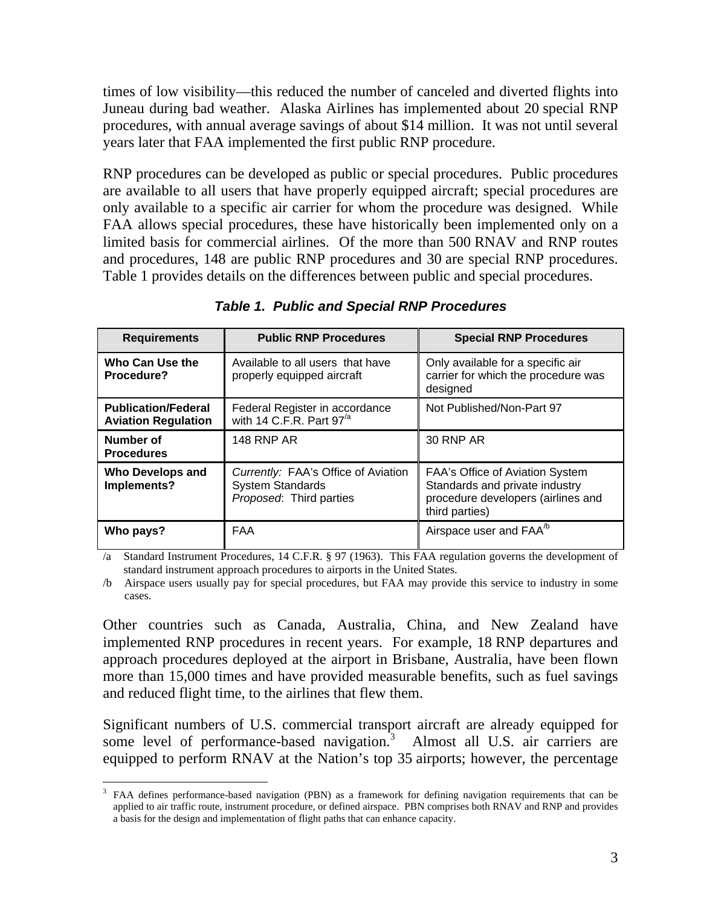times of low visibility—this reduced the number of canceled and diverted flights into Juneau during bad weather. Alaska Airlines has implemented about 20 special RNP procedures, with annual average savings of about $14 million. It was not until several years later that FAA implemented the first public RNP procedure.

RNP procedures can be developed as public or special procedures. Public procedures are available to all users that have properly equipped aircraft; special procedures are only available to a specific air carrier for whom the procedure was designed. While FAA allows special procedures, these have historically been implemented only on a limited basis for commercial airlines. Of the more than 500 RNAV and RNP routes and procedures, 148 are public RNP procedures and 30 are special RNP procedures. Table 1 provides details on the differences between public and special procedures.

***Table 1. Public and Special RNP Procedures***

| Requirements | Public RNP Procedures | Special RNP Procedures |
|---|---|---|
| **Who Can Use the Procedure?** | Available to all users that have properly equipped aircraft | Only available for a specific air carrier for which the procedure was designed |
| **Publication/Federal Aviation Regulation** | Federal Register in accordance with 14 C.F.R. Part 97[/a] | Not Published/Non-Part 97 |
| **Number of Procedures** | 148 RNP AR | 30 RNP AR |
| **Who Develops and Implements?** | *Currently:* FAA's Office of Aviation System Standards<br>*Proposed*: Third parties | FAA's Office of Aviation System Standards and private industry procedure developers (airlines and third parties) |
| **Who pays?** | FAA | Airspace user and FAA[/b] |

/a Standard Instrument Procedures, 14 C.F.R. § 97 (1963). This FAA regulation governs the development of standard instrument approach procedures to airports in the United States.

/b Airspace users usually pay for special procedures, but FAA may provide this service to industry in some cases.

Other countries such as Canada, Australia, China, and New Zealand have implemented RNP procedures in recent years. For example, 18 RNP departures and approach procedures deployed at the airport in Brisbane, Australia, have been flown more than 15,000 times and have provided measurable benefits, such as fuel savings and reduced flight time, to the airlines that flew them.

Significant numbers of U.S. commercial transport aircraft are already equipped for some level of performance-based navigation.[3] Almost all U.S. air carriers are equipped to perform RNAV at the Nation's top 35 airports; however, the percentage

[3] FAA defines performance-based navigation (PBN) as a framework for defining navigation requirements that can be applied to air traffic route, instrument procedure, or defined airspace. PBN comprises both RNAV and RNP and provides a basis for the design and implementation of flight paths that can enhance capacity.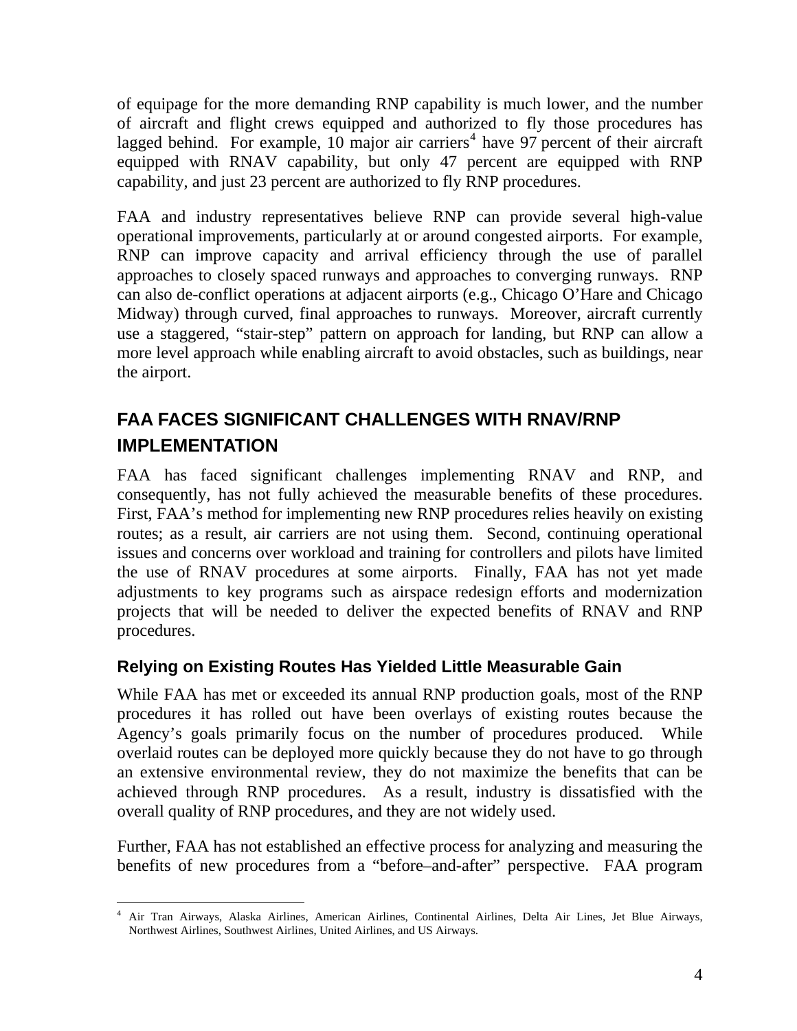of equipage for the more demanding RNP capability is much lower, and the number of aircraft and flight crews equipped and authorized to fly those procedures has lagged behind. For example, 10 major air carriers[4] have 97 percent of their aircraft equipped with RNAV capability, but only 47 percent are equipped with RNP capability, and just 23 percent are authorized to fly RNP procedures.

FAA and industry representatives believe RNP can provide several high-value operational improvements, particularly at or around congested airports. For example, RNP can improve capacity and arrival efficiency through the use of parallel approaches to closely spaced runways and approaches to converging runways. RNP can also de-conflict operations at adjacent airports (e.g., Chicago O'Hare and Chicago Midway) through curved, final approaches to runways. Moreover, aircraft currently use a staggered, "stair-step" pattern on approach for landing, but RNP can allow a more level approach while enabling aircraft to avoid obstacles, such as buildings, near the airport.

## FAA FACES SIGNIFICANT CHALLENGES WITH RNAV/RNP IMPLEMENTATION

FAA has faced significant challenges implementing RNAV and RNP, and consequently, has not fully achieved the measurable benefits of these procedures. First, FAA's method for implementing new RNP procedures relies heavily on existing routes; as a result, air carriers are not using them. Second, continuing operational issues and concerns over workload and training for controllers and pilots have limited the use of RNAV procedures at some airports. Finally, FAA has not yet made adjustments to key programs such as airspace redesign efforts and modernization projects that will be needed to deliver the expected benefits of RNAV and RNP procedures.

### Relying on Existing Routes Has Yielded Little Measurable Gain

While FAA has met or exceeded its annual RNP production goals, most of the RNP procedures it has rolled out have been overlays of existing routes because the Agency's goals primarily focus on the number of procedures produced. While overlaid routes can be deployed more quickly because they do not have to go through an extensive environmental review, they do not maximize the benefits that can be achieved through RNP procedures. As a result, industry is dissatisfied with the overall quality of RNP procedures, and they are not widely used.

Further, FAA has not established an effective process for analyzing and measuring the benefits of new procedures from a "before–and-after" perspective. FAA program

---

[4] Air Tran Airways, Alaska Airlines, American Airlines, Continental Airlines, Delta Air Lines, Jet Blue Airways, Northwest Airlines, Southwest Airlines, United Airlines, and US Airways.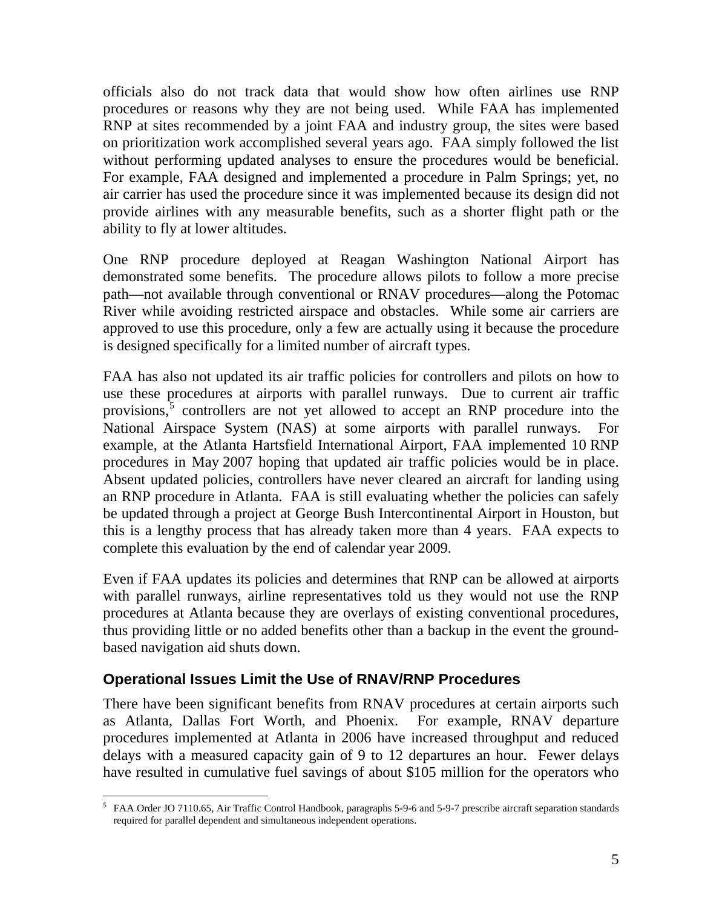officials also do not track data that would show how often airlines use RNP procedures or reasons why they are not being used. While FAA has implemented RNP at sites recommended by a joint FAA and industry group, the sites were based on prioritization work accomplished several years ago. FAA simply followed the list without performing updated analyses to ensure the procedures would be beneficial. For example, FAA designed and implemented a procedure in Palm Springs; yet, no air carrier has used the procedure since it was implemented because its design did not provide airlines with any measurable benefits, such as a shorter flight path or the ability to fly at lower altitudes.

One RNP procedure deployed at Reagan Washington National Airport has demonstrated some benefits. The procedure allows pilots to follow a more precise path—not available through conventional or RNAV procedures—along the Potomac River while avoiding restricted airspace and obstacles. While some air carriers are approved to use this procedure, only a few are actually using it because the procedure is designed specifically for a limited number of aircraft types.

FAA has also not updated its air traffic policies for controllers and pilots on how to use these procedures at airports with parallel runways. Due to current air traffic provisions,[5] controllers are not yet allowed to accept an RNP procedure into the National Airspace System (NAS) at some airports with parallel runways. For example, at the Atlanta Hartsfield International Airport, FAA implemented 10 RNP procedures in May 2007 hoping that updated air traffic policies would be in place. Absent updated policies, controllers have never cleared an aircraft for landing using an RNP procedure in Atlanta. FAA is still evaluating whether the policies can safely be updated through a project at George Bush Intercontinental Airport in Houston, but this is a lengthy process that has already taken more than 4 years. FAA expects to complete this evaluation by the end of calendar year 2009.

Even if FAA updates its policies and determines that RNP can be allowed at airports with parallel runways, airline representatives told us they would not use the RNP procedures at Atlanta because they are overlays of existing conventional procedures, thus providing little or no added benefits other than a backup in the event the ground-based navigation aid shuts down.

## Operational Issues Limit the Use of RNAV/RNP Procedures

There have been significant benefits from RNAV procedures at certain airports such as Atlanta, Dallas Fort Worth, and Phoenix. For example, RNAV departure procedures implemented at Atlanta in 2006 have increased throughput and reduced delays with a measured capacity gain of 9 to 12 departures an hour. Fewer delays have resulted in cumulative fuel savings of about $105 million for the operators who

---

[5] FAA Order JO 7110.65, Air Traffic Control Handbook, paragraphs 5-9-6 and 5-9-7 prescribe aircraft separation standards required for parallel dependent and simultaneous independent operations.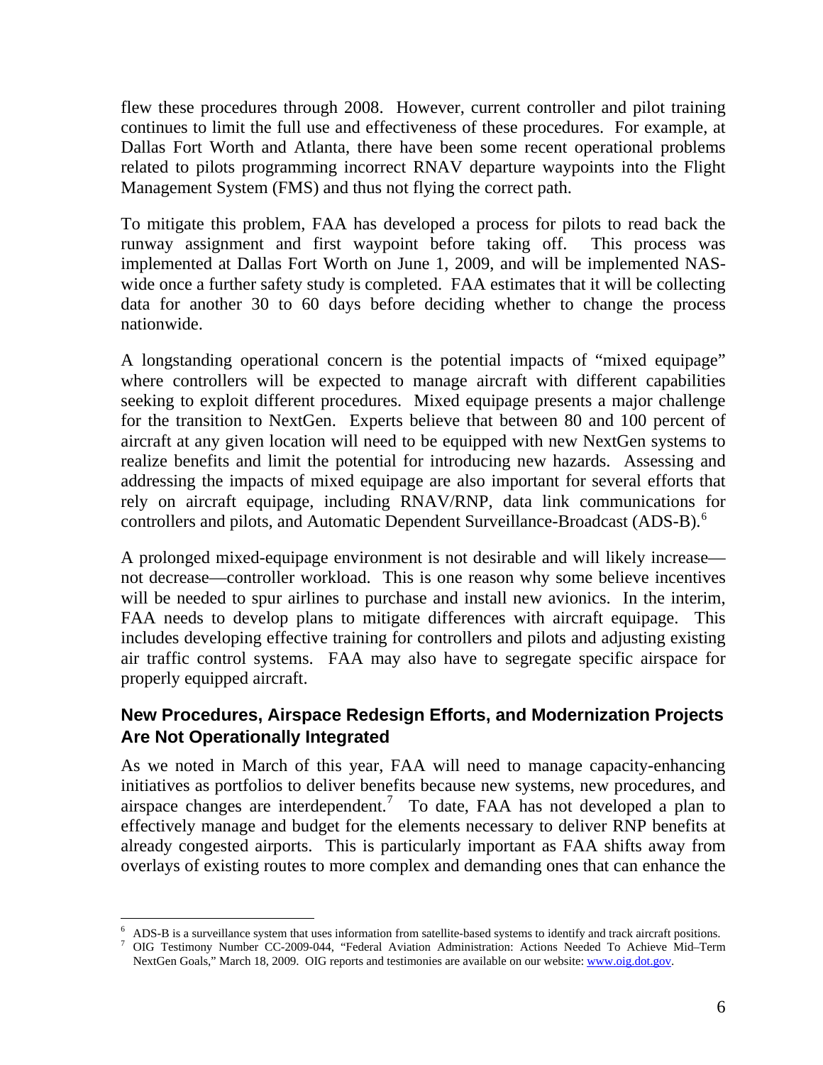flew these procedures through 2008. However, current controller and pilot training continues to limit the full use and effectiveness of these procedures. For example, at Dallas Fort Worth and Atlanta, there have been some recent operational problems related to pilots programming incorrect RNAV departure waypoints into the Flight Management System (FMS) and thus not flying the correct path.

To mitigate this problem, FAA has developed a process for pilots to read back the runway assignment and first waypoint before taking off. This process was implemented at Dallas Fort Worth on June 1, 2009, and will be implemented NAS-wide once a further safety study is completed. FAA estimates that it will be collecting data for another 30 to 60 days before deciding whether to change the process nationwide.

A longstanding operational concern is the potential impacts of "mixed equipage" where controllers will be expected to manage aircraft with different capabilities seeking to exploit different procedures. Mixed equipage presents a major challenge for the transition to NextGen. Experts believe that between 80 and 100 percent of aircraft at any given location will need to be equipped with new NextGen systems to realize benefits and limit the potential for introducing new hazards. Assessing and addressing the impacts of mixed equipage are also important for several efforts that rely on aircraft equipage, including RNAV/RNP, data link communications for controllers and pilots, and Automatic Dependent Surveillance-Broadcast (ADS-B).[6]

A prolonged mixed-equipage environment is not desirable and will likely increase—not decrease—controller workload. This is one reason why some believe incentives will be needed to spur airlines to purchase and install new avionics. In the interim, FAA needs to develop plans to mitigate differences with aircraft equipage. This includes developing effective training for controllers and pilots and adjusting existing air traffic control systems. FAA may also have to segregate specific airspace for properly equipped aircraft.

### New Procedures, Airspace Redesign Efforts, and Modernization Projects Are Not Operationally Integrated

As we noted in March of this year, FAA will need to manage capacity-enhancing initiatives as portfolios to deliver benefits because new systems, new procedures, and airspace changes are interdependent.[7] To date, FAA has not developed a plan to effectively manage and budget for the elements necessary to deliver RNP benefits at already congested airports. This is particularly important as FAA shifts away from overlays of existing routes to more complex and demanding ones that can enhance the

---

[6] ADS-B is a surveillance system that uses information from satellite-based systems to identify and track aircraft positions.

[7] OIG Testimony Number CC-2009-044, "Federal Aviation Administration: Actions Needed To Achieve Mid–Term NextGen Goals," March 18, 2009. OIG reports and testimonies are available on our website: www.oig.dot.gov.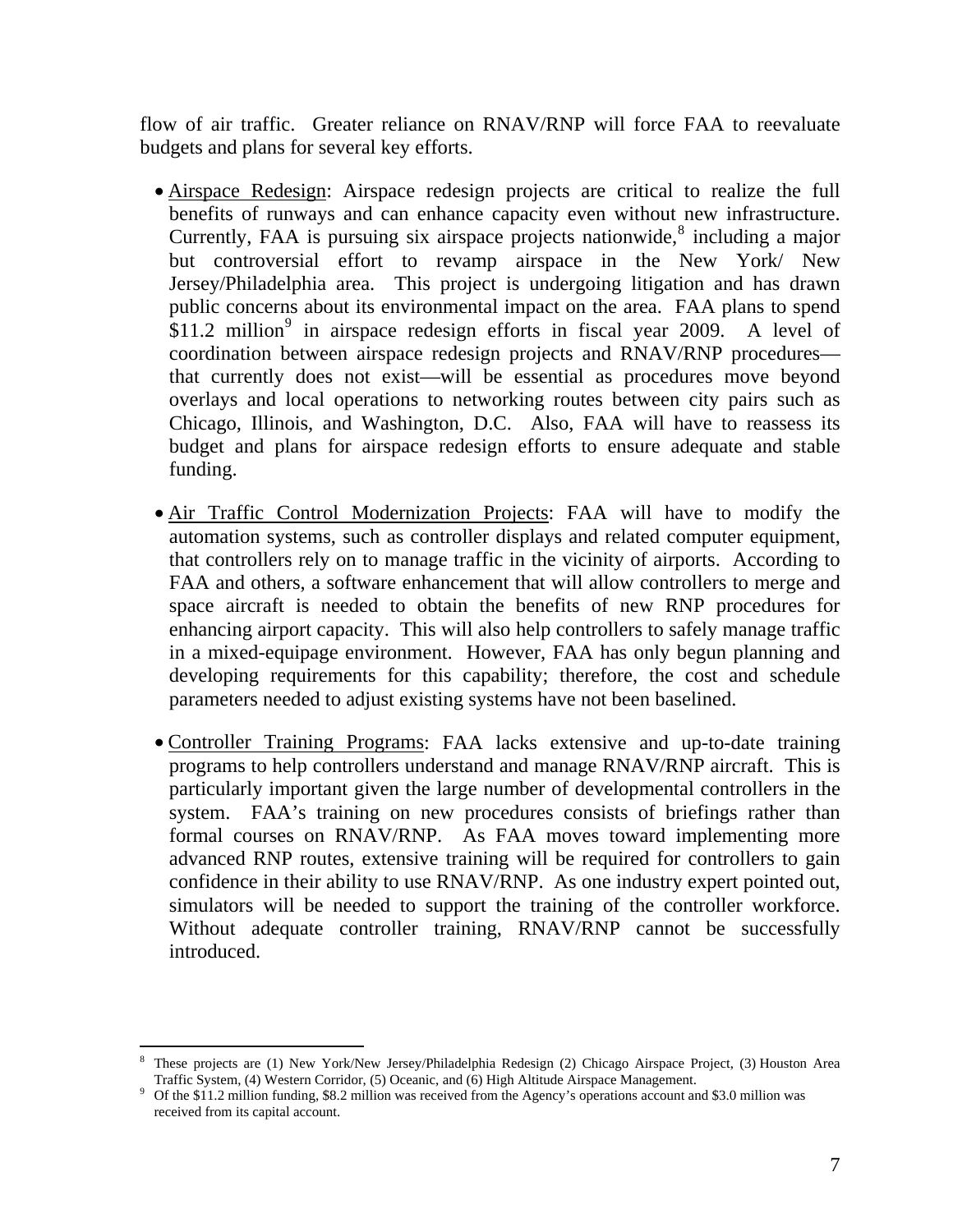flow of air traffic. Greater reliance on RNAV/RNP will force FAA to reevaluate budgets and plans for several key efforts.

- Airspace Redesign: Airspace redesign projects are critical to realize the full benefits of runways and can enhance capacity even without new infrastructure. Currently, FAA is pursuing six airspace projects nationwide,[8] including a major but controversial effort to revamp airspace in the New York/ New Jersey/Philadelphia area. This project is undergoing litigation and has drawn public concerns about its environmental impact on the area. FAA plans to spend $11.2 million[9] in airspace redesign efforts in fiscal year 2009. A level of coordination between airspace redesign projects and RNAV/RNP procedures—that currently does not exist—will be essential as procedures move beyond overlays and local operations to networking routes between city pairs such as Chicago, Illinois, and Washington, D.C. Also, FAA will have to reassess its budget and plans for airspace redesign efforts to ensure adequate and stable funding.

- Air Traffic Control Modernization Projects: FAA will have to modify the automation systems, such as controller displays and related computer equipment, that controllers rely on to manage traffic in the vicinity of airports. According to FAA and others, a software enhancement that will allow controllers to merge and space aircraft is needed to obtain the benefits of new RNP procedures for enhancing airport capacity. This will also help controllers to safely manage traffic in a mixed-equipage environment. However, FAA has only begun planning and developing requirements for this capability; therefore, the cost and schedule parameters needed to adjust existing systems have not been baselined.

- Controller Training Programs: FAA lacks extensive and up-to-date training programs to help controllers understand and manage RNAV/RNP aircraft. This is particularly important given the large number of developmental controllers in the system. FAA's training on new procedures consists of briefings rather than formal courses on RNAV/RNP. As FAA moves toward implementing more advanced RNP routes, extensive training will be required for controllers to gain confidence in their ability to use RNAV/RNP. As one industry expert pointed out, simulators will be needed to support the training of the controller workforce. Without adequate controller training, RNAV/RNP cannot be successfully introduced.

---

[8] These projects are (1) New York/New Jersey/Philadelphia Redesign (2) Chicago Airspace Project, (3) Houston Area Traffic System, (4) Western Corridor, (5) Oceanic, and (6) High Altitude Airspace Management.

[9] Of the $11.2 million funding, $8.2 million was received from the Agency's operations account and $3.0 million was received from its capital account.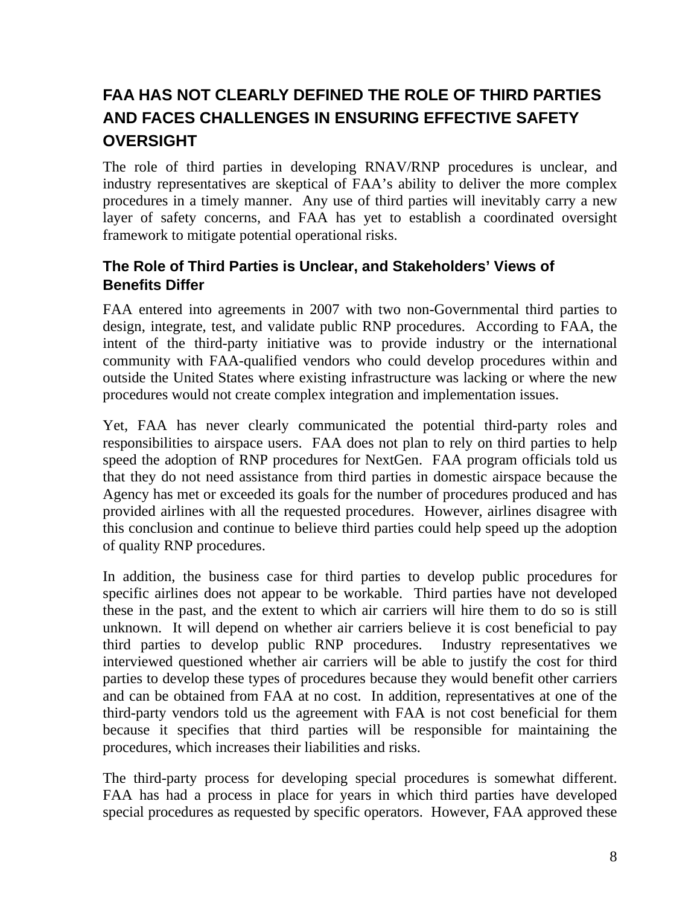## FAA HAS NOT CLEARLY DEFINED THE ROLE OF THIRD PARTIES AND FACES CHALLENGES IN ENSURING EFFECTIVE SAFETY OVERSIGHT

The role of third parties in developing RNAV/RNP procedures is unclear, and industry representatives are skeptical of FAA's ability to deliver the more complex procedures in a timely manner. Any use of third parties will inevitably carry a new layer of safety concerns, and FAA has yet to establish a coordinated oversight framework to mitigate potential operational risks.

### The Role of Third Parties is Unclear, and Stakeholders' Views of Benefits Differ

FAA entered into agreements in 2007 with two non-Governmental third parties to design, integrate, test, and validate public RNP procedures. According to FAA, the intent of the third-party initiative was to provide industry or the international community with FAA-qualified vendors who could develop procedures within and outside the United States where existing infrastructure was lacking or where the new procedures would not create complex integration and implementation issues.

Yet, FAA has never clearly communicated the potential third-party roles and responsibilities to airspace users. FAA does not plan to rely on third parties to help speed the adoption of RNP procedures for NextGen. FAA program officials told us that they do not need assistance from third parties in domestic airspace because the Agency has met or exceeded its goals for the number of procedures produced and has provided airlines with all the requested procedures. However, airlines disagree with this conclusion and continue to believe third parties could help speed up the adoption of quality RNP procedures.

In addition, the business case for third parties to develop public procedures for specific airlines does not appear to be workable. Third parties have not developed these in the past, and the extent to which air carriers will hire them to do so is still unknown. It will depend on whether air carriers believe it is cost beneficial to pay third parties to develop public RNP procedures. Industry representatives we interviewed questioned whether air carriers will be able to justify the cost for third parties to develop these types of procedures because they would benefit other carriers and can be obtained from FAA at no cost. In addition, representatives at one of the third-party vendors told us the agreement with FAA is not cost beneficial for them because it specifies that third parties will be responsible for maintaining the procedures, which increases their liabilities and risks.

The third-party process for developing special procedures is somewhat different. FAA has had a process in place for years in which third parties have developed special procedures as requested by specific operators. However, FAA approved these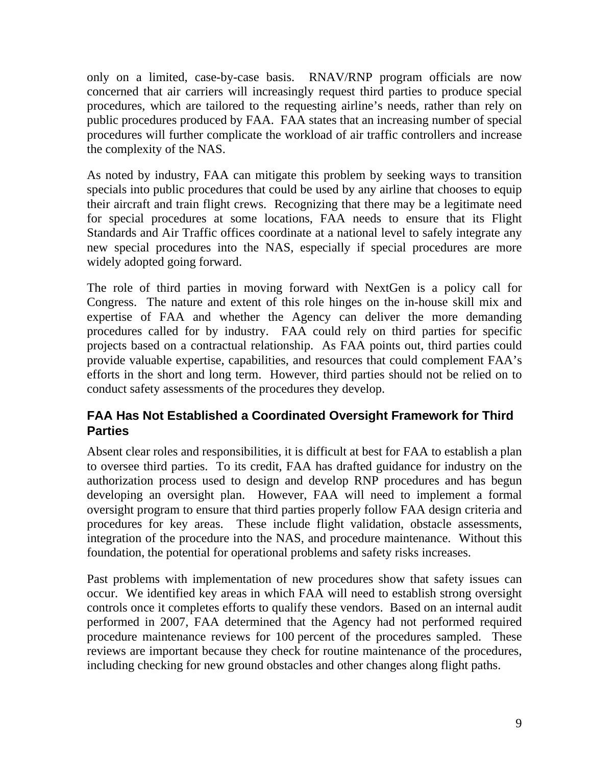only on a limited, case-by-case basis. RNAV/RNP program officials are now concerned that air carriers will increasingly request third parties to produce special procedures, which are tailored to the requesting airline's needs, rather than rely on public procedures produced by FAA. FAA states that an increasing number of special procedures will further complicate the workload of air traffic controllers and increase the complexity of the NAS.

As noted by industry, FAA can mitigate this problem by seeking ways to transition specials into public procedures that could be used by any airline that chooses to equip their aircraft and train flight crews. Recognizing that there may be a legitimate need for special procedures at some locations, FAA needs to ensure that its Flight Standards and Air Traffic offices coordinate at a national level to safely integrate any new special procedures into the NAS, especially if special procedures are more widely adopted going forward.

The role of third parties in moving forward with NextGen is a policy call for Congress. The nature and extent of this role hinges on the in-house skill mix and expertise of FAA and whether the Agency can deliver the more demanding procedures called for by industry. FAA could rely on third parties for specific projects based on a contractual relationship. As FAA points out, third parties could provide valuable expertise, capabilities, and resources that could complement FAA's efforts in the short and long term. However, third parties should not be relied on to conduct safety assessments of the procedures they develop.

### FAA Has Not Established a Coordinated Oversight Framework for Third Parties

Absent clear roles and responsibilities, it is difficult at best for FAA to establish a plan to oversee third parties. To its credit, FAA has drafted guidance for industry on the authorization process used to design and develop RNP procedures and has begun developing an oversight plan. However, FAA will need to implement a formal oversight program to ensure that third parties properly follow FAA design criteria and procedures for key areas. These include flight validation, obstacle assessments, integration of the procedure into the NAS, and procedure maintenance. Without this foundation, the potential for operational problems and safety risks increases.

Past problems with implementation of new procedures show that safety issues can occur. We identified key areas in which FAA will need to establish strong oversight controls once it completes efforts to qualify these vendors. Based on an internal audit performed in 2007, FAA determined that the Agency had not performed required procedure maintenance reviews for 100 percent of the procedures sampled. These reviews are important because they check for routine maintenance of the procedures, including checking for new ground obstacles and other changes along flight paths.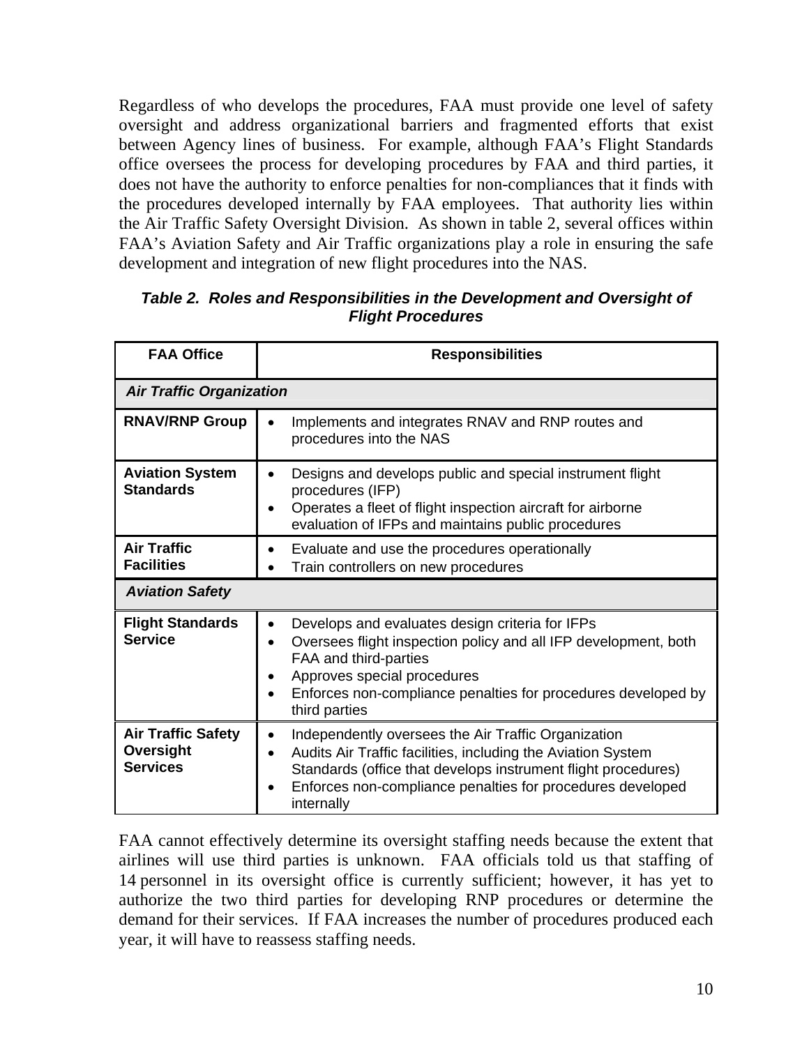Regardless of who develops the procedures, FAA must provide one level of safety oversight and address organizational barriers and fragmented efforts that exist between Agency lines of business. For example, although FAA's Flight Standards office oversees the process for developing procedures by FAA and third parties, it does not have the authority to enforce penalties for non-compliances that it finds with the procedures developed internally by FAA employees. That authority lies within the Air Traffic Safety Oversight Division. As shown in table 2, several offices within FAA's Aviation Safety and Air Traffic organizations play a role in ensuring the safe development and integration of new flight procedures into the NAS.

***Table 2. Roles and Responsibilities in the Development and Oversight of Flight Procedures***

| FAA Office | Responsibilities |
|---|---|
| ***Air Traffic Organization*** | |
| **RNAV/RNP Group** | • Implements and integrates RNAV and RNP routes and procedures into the NAS |
| **Aviation System Standards** | • Designs and develops public and special instrument flight procedures (IFP)<br>• Operates a fleet of flight inspection aircraft for airborne evaluation of IFPs and maintains public procedures |
| **Air Traffic Facilities** | • Evaluate and use the procedures operationally<br>• Train controllers on new procedures |
| ***Aviation Safety*** | |
| **Flight Standards Service** | • Develops and evaluates design criteria for IFPs<br>• Oversees flight inspection policy and all IFP development, both FAA and third-parties<br>• Approves special procedures<br>• Enforces non-compliance penalties for procedures developed by third parties |
| **Air Traffic Safety Oversight Services** | • Independently oversees the Air Traffic Organization<br>• Audits Air Traffic facilities, including the Aviation System Standards (office that develops instrument flight procedures)<br>• Enforces non-compliance penalties for procedures developed internally |

FAA cannot effectively determine its oversight staffing needs because the extent that airlines will use third parties is unknown. FAA officials told us that staffing of 14 personnel in its oversight office is currently sufficient; however, it has yet to authorize the two third parties for developing RNP procedures or determine the demand for their services. If FAA increases the number of procedures produced each year, it will have to reassess staffing needs.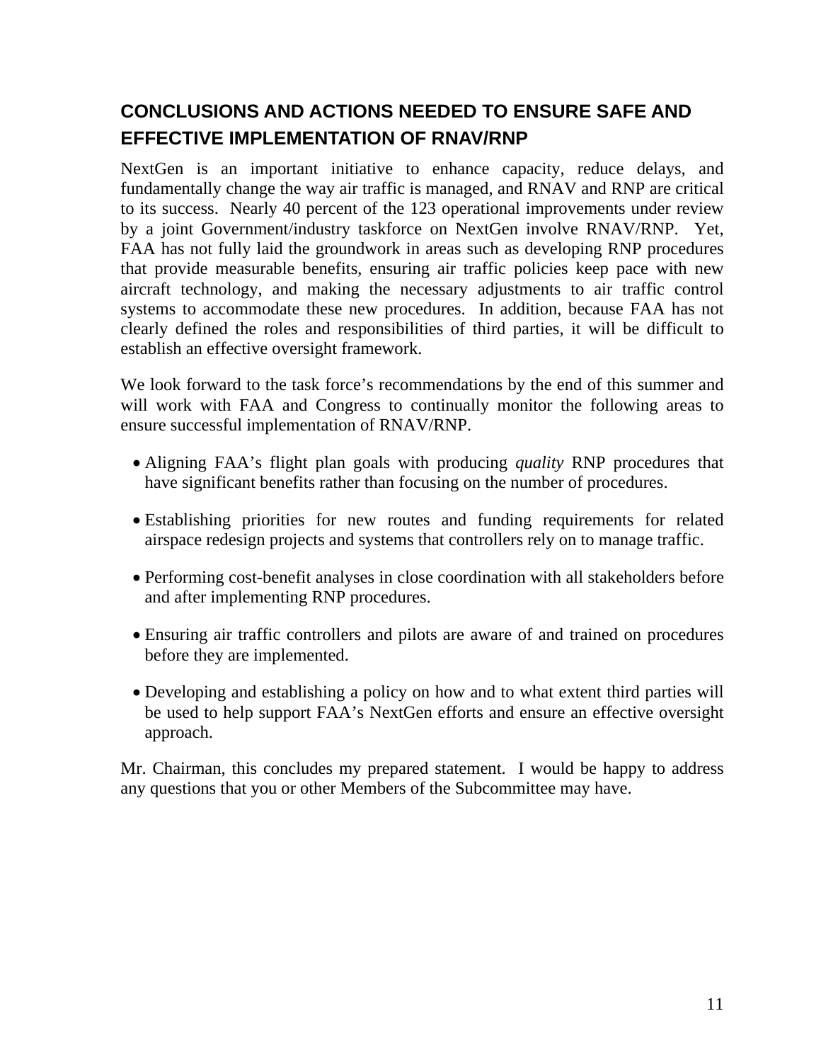## CONCLUSIONS AND ACTIONS NEEDED TO ENSURE SAFE AND EFFECTIVE IMPLEMENTATION OF RNAV/RNP

NextGen is an important initiative to enhance capacity, reduce delays, and fundamentally change the way air traffic is managed, and RNAV and RNP are critical to its success. Nearly 40 percent of the 123 operational improvements under review by a joint Government/industry taskforce on NextGen involve RNAV/RNP. Yet, FAA has not fully laid the groundwork in areas such as developing RNP procedures that provide measurable benefits, ensuring air traffic policies keep pace with new aircraft technology, and making the necessary adjustments to air traffic control systems to accommodate these new procedures. In addition, because FAA has not clearly defined the roles and responsibilities of third parties, it will be difficult to establish an effective oversight framework.

We look forward to the task force's recommendations by the end of this summer and will work with FAA and Congress to continually monitor the following areas to ensure successful implementation of RNAV/RNP.

- Aligning FAA's flight plan goals with producing *quality* RNP procedures that have significant benefits rather than focusing on the number of procedures.
- Establishing priorities for new routes and funding requirements for related airspace redesign projects and systems that controllers rely on to manage traffic.
- Performing cost-benefit analyses in close coordination with all stakeholders before and after implementing RNP procedures.
- Ensuring air traffic controllers and pilots are aware of and trained on procedures before they are implemented.
- Developing and establishing a policy on how and to what extent third parties will be used to help support FAA's NextGen efforts and ensure an effective oversight approach.

Mr. Chairman, this concludes my prepared statement. I would be happy to address any questions that you or other Members of the Subcommittee may have.